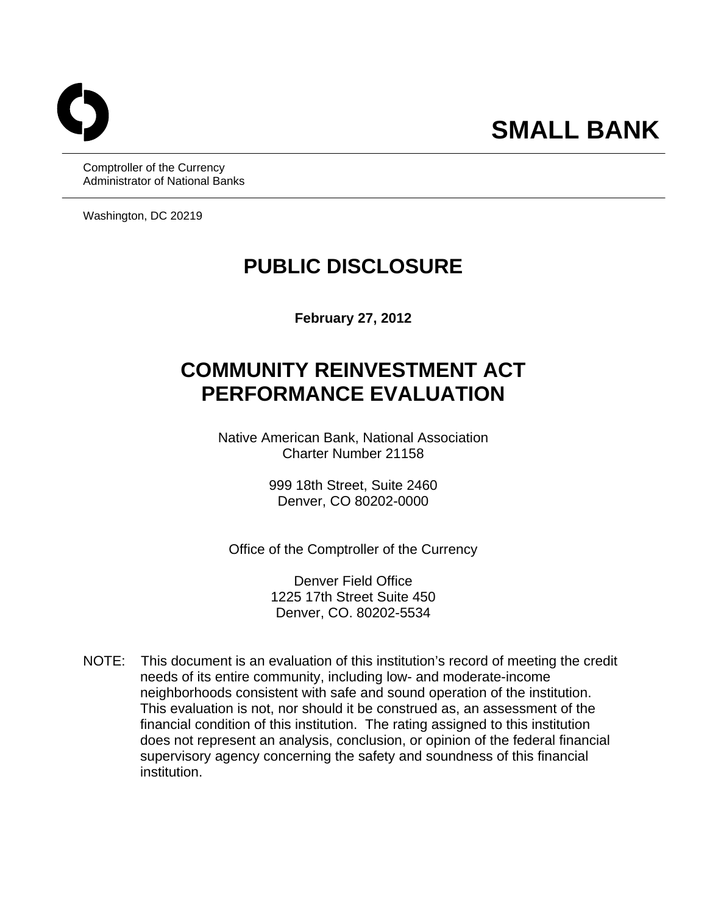# SMALL BANK

Comptroller of the Currency
Administrator of National Banks

Washington, DC 20219

# PUBLIC DISCLOSURE

**February 27, 2012**

# COMMUNITY REINVESTMENT ACT PERFORMANCE EVALUATION

Native American Bank, National Association
Charter Number 21158

999 18th Street, Suite 2460
Denver, CO 80202-0000

Office of the Comptroller of the Currency

Denver Field Office
1225 17th Street Suite 450
Denver, CO. 80202-5534

NOTE: This document is an evaluation of this institution's record of meeting the credit needs of its entire community, including low- and moderate-income neighborhoods consistent with safe and sound operation of the institution. This evaluation is not, nor should it be construed as, an assessment of the financial condition of this institution. The rating assigned to this institution does not represent an analysis, conclusion, or opinion of the federal financial supervisory agency concerning the safety and soundness of this financial institution.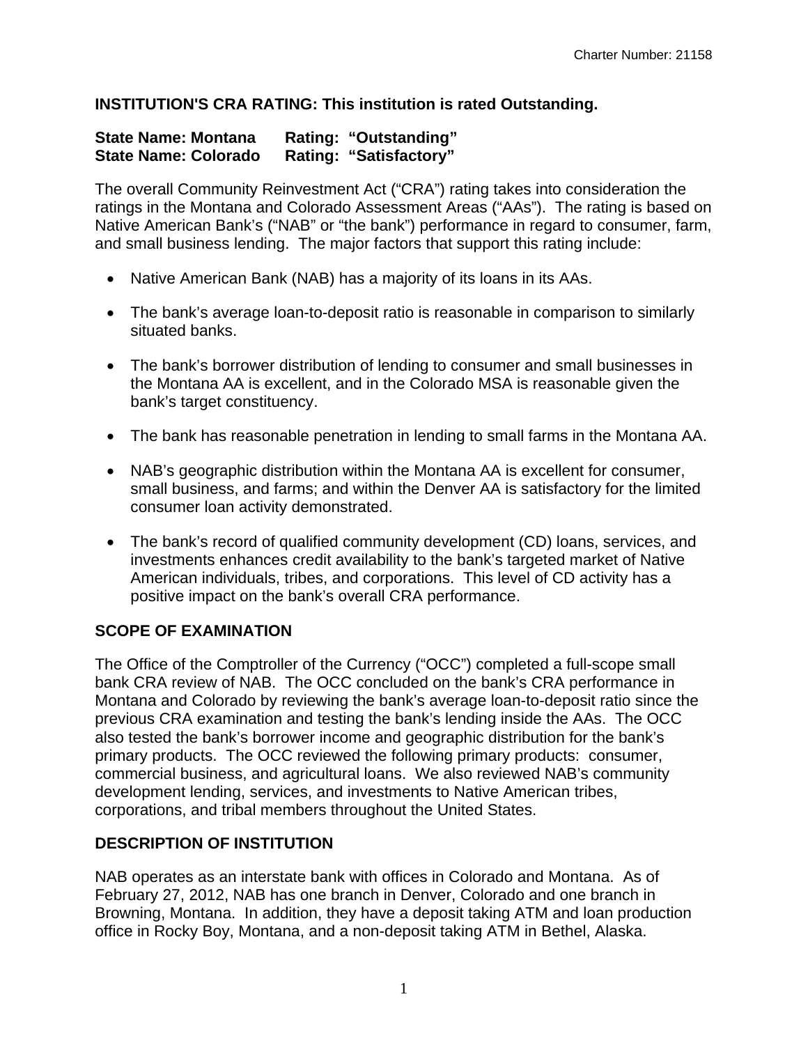**INSTITUTION'S CRA RATING: This institution is rated Outstanding.**

**State Name: Montana Rating: "Outstanding"**
**State Name: Colorado Rating: "Satisfactory"**

The overall Community Reinvestment Act ("CRA") rating takes into consideration the ratings in the Montana and Colorado Assessment Areas ("AAs"). The rating is based on Native American Bank's ("NAB" or "the bank") performance in regard to consumer, farm, and small business lending. The major factors that support this rating include:

- Native American Bank (NAB) has a majority of its loans in its AAs.
- The bank's average loan-to-deposit ratio is reasonable in comparison to similarly situated banks.
- The bank's borrower distribution of lending to consumer and small businesses in the Montana AA is excellent, and in the Colorado MSA is reasonable given the bank's target constituency.
- The bank has reasonable penetration in lending to small farms in the Montana AA.
- NAB's geographic distribution within the Montana AA is excellent for consumer, small business, and farms; and within the Denver AA is satisfactory for the limited consumer loan activity demonstrated.
- The bank's record of qualified community development (CD) loans, services, and investments enhances credit availability to the bank's targeted market of Native American individuals, tribes, and corporations. This level of CD activity has a positive impact on the bank's overall CRA performance.

## SCOPE OF EXAMINATION

The Office of the Comptroller of the Currency ("OCC") completed a full-scope small bank CRA review of NAB. The OCC concluded on the bank's CRA performance in Montana and Colorado by reviewing the bank's average loan-to-deposit ratio since the previous CRA examination and testing the bank's lending inside the AAs. The OCC also tested the bank's borrower income and geographic distribution for the bank's primary products. The OCC reviewed the following primary products: consumer, commercial business, and agricultural loans. We also reviewed NAB's community development lending, services, and investments to Native American tribes, corporations, and tribal members throughout the United States.

## DESCRIPTION OF INSTITUTION

NAB operates as an interstate bank with offices in Colorado and Montana. As of February 27, 2012, NAB has one branch in Denver, Colorado and one branch in Browning, Montana. In addition, they have a deposit taking ATM and loan production office in Rocky Boy, Montana, and a non-deposit taking ATM in Bethel, Alaska.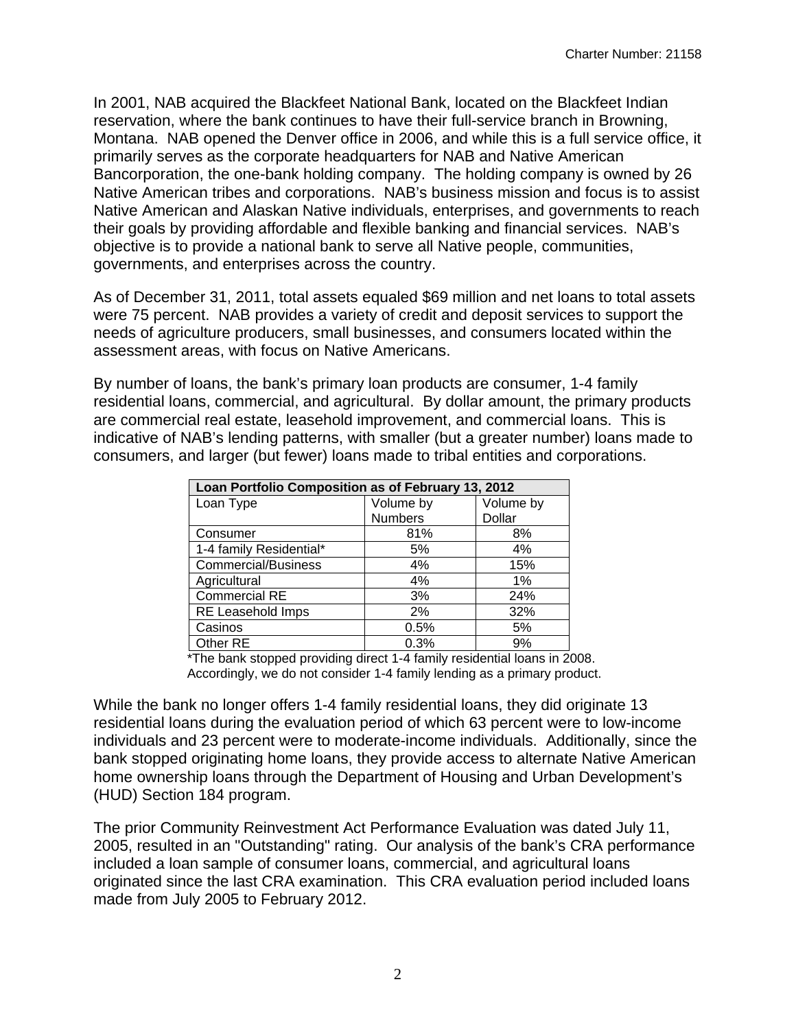In 2001, NAB acquired the Blackfeet National Bank, located on the Blackfeet Indian reservation, where the bank continues to have their full-service branch in Browning, Montana. NAB opened the Denver office in 2006, and while this is a full service office, it primarily serves as the corporate headquarters for NAB and Native American Bancorporation, the one-bank holding company. The holding company is owned by 26 Native American tribes and corporations. NAB's business mission and focus is to assist Native American and Alaskan Native individuals, enterprises, and governments to reach their goals by providing affordable and flexible banking and financial services. NAB's objective is to provide a national bank to serve all Native people, communities, governments, and enterprises across the country.

As of December 31, 2011, total assets equaled $69 million and net loans to total assets were 75 percent. NAB provides a variety of credit and deposit services to support the needs of agriculture producers, small businesses, and consumers located within the assessment areas, with focus on Native Americans.

By number of loans, the bank's primary loan products are consumer, 1-4 family residential loans, commercial, and agricultural. By dollar amount, the primary products are commercial real estate, leasehold improvement, and commercial loans. This is indicative of NAB's lending patterns, with smaller (but a greater number) loans made to consumers, and larger (but fewer) loans made to tribal entities and corporations.

| Loan Portfolio Composition as of February 13, 2012 | | |
|---|---|---|
| Loan Type | Volume by Numbers | Volume by Dollar |
| Consumer | 81% | 8% |
| 1-4 family Residential* | 5% | 4% |
| Commercial/Business | 4% | 15% |
| Agricultural | 4% | 1% |
| Commercial RE | 3% | 24% |
| RE Leasehold Imps | 2% | 32% |
| Casinos | 0.5% | 5% |
| Other RE | 0.3% | 9% |

*The bank stopped providing direct 1-4 family residential loans in 2008. Accordingly, we do not consider 1-4 family lending as a primary product.

While the bank no longer offers 1-4 family residential loans, they did originate 13 residential loans during the evaluation period of which 63 percent were to low-income individuals and 23 percent were to moderate-income individuals. Additionally, since the bank stopped originating home loans, they provide access to alternate Native American home ownership loans through the Department of Housing and Urban Development's (HUD) Section 184 program.

The prior Community Reinvestment Act Performance Evaluation was dated July 11, 2005, resulted in an "Outstanding" rating. Our analysis of the bank's CRA performance included a loan sample of consumer loans, commercial, and agricultural loans originated since the last CRA examination. This CRA evaluation period included loans made from July 2005 to February 2012.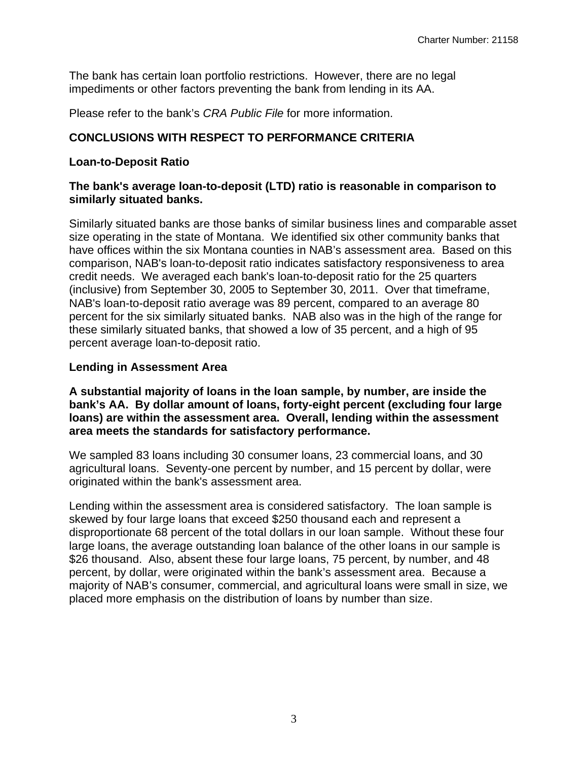The bank has certain loan portfolio restrictions. However, there are no legal impediments or other factors preventing the bank from lending in its AA.

Please refer to the bank's *CRA Public File* for more information.

## CONCLUSIONS WITH RESPECT TO PERFORMANCE CRITERIA

### Loan-to-Deposit Ratio

**The bank's average loan-to-deposit (LTD) ratio is reasonable in comparison to similarly situated banks.**

Similarly situated banks are those banks of similar business lines and comparable asset size operating in the state of Montana. We identified six other community banks that have offices within the six Montana counties in NAB's assessment area. Based on this comparison, NAB's loan-to-deposit ratio indicates satisfactory responsiveness to area credit needs. We averaged each bank's loan-to-deposit ratio for the 25 quarters (inclusive) from September 30, 2005 to September 30, 2011. Over that timeframe, NAB's loan-to-deposit ratio average was 89 percent, compared to an average 80 percent for the six similarly situated banks. NAB also was in the high of the range for these similarly situated banks, that showed a low of 35 percent, and a high of 95 percent average loan-to-deposit ratio.

### Lending in Assessment Area

**A substantial majority of loans in the loan sample, by number, are inside the bank's AA. By dollar amount of loans, forty-eight percent (excluding four large loans) are within the assessment area. Overall, lending within the assessment area meets the standards for satisfactory performance.**

We sampled 83 loans including 30 consumer loans, 23 commercial loans, and 30 agricultural loans. Seventy-one percent by number, and 15 percent by dollar, were originated within the bank's assessment area.

Lending within the assessment area is considered satisfactory. The loan sample is skewed by four large loans that exceed $250 thousand each and represent a disproportionate 68 percent of the total dollars in our loan sample. Without these four large loans, the average outstanding loan balance of the other loans in our sample is $26 thousand. Also, absent these four large loans, 75 percent, by number, and 48 percent, by dollar, were originated within the bank's assessment area. Because a majority of NAB's consumer, commercial, and agricultural loans were small in size, we placed more emphasis on the distribution of loans by number than size.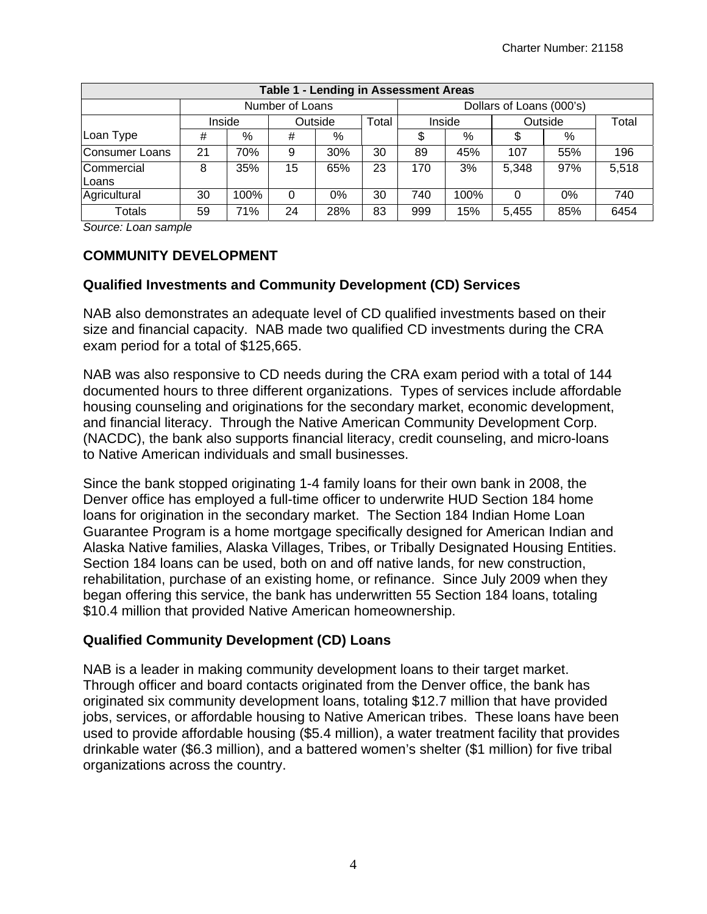| Table 1 - Lending in Assessment Areas | | | | | | | | | | |
|---|---|---|---|---|---|---|---|---|---|---|
| | Number of Loans | | | | | Dollars of Loans (000's) | | | | |
| | Inside | | Outside | | Total | Inside | | Outside | | Total |
| Loan Type | # | % | # | % | | $ | % | $ | % | |
| Consumer Loans | 21 | 70% | 9 | 30% | 30 | 89 | 45% | 107 | 55% | 196 |
| Commercial Loans | 8 | 35% | 15 | 65% | 23 | 170 | 3% | 5,348 | 97% | 5,518 |
| Agricultural | 30 | 100% | 0 | 0% | 30 | 740 | 100% | 0 | 0% | 740 |
| Totals | 59 | 71% | 24 | 28% | 83 | 999 | 15% | 5,455 | 85% | 6454 |

*Source: Loan sample*

## COMMUNITY DEVELOPMENT

### Qualified Investments and Community Development (CD) Services

NAB also demonstrates an adequate level of CD qualified investments based on their size and financial capacity. NAB made two qualified CD investments during the CRA exam period for a total of $125,665.

NAB was also responsive to CD needs during the CRA exam period with a total of 144 documented hours to three different organizations. Types of services include affordable housing counseling and originations for the secondary market, economic development, and financial literacy. Through the Native American Community Development Corp. (NACDC), the bank also supports financial literacy, credit counseling, and micro-loans to Native American individuals and small businesses.

Since the bank stopped originating 1-4 family loans for their own bank in 2008, the Denver office has employed a full-time officer to underwrite HUD Section 184 home loans for origination in the secondary market. The Section 184 Indian Home Loan Guarantee Program is a home mortgage specifically designed for American Indian and Alaska Native families, Alaska Villages, Tribes, or Tribally Designated Housing Entities. Section 184 loans can be used, both on and off native lands, for new construction, rehabilitation, purchase of an existing home, or refinance. Since July 2009 when they began offering this service, the bank has underwritten 55 Section 184 loans, totaling $10.4 million that provided Native American homeownership.

### Qualified Community Development (CD) Loans

NAB is a leader in making community development loans to their target market. Through officer and board contacts originated from the Denver office, the bank has originated six community development loans, totaling $12.7 million that have provided jobs, services, or affordable housing to Native American tribes. These loans have been used to provide affordable housing ($5.4 million), a water treatment facility that provides drinkable water ($6.3 million), and a battered women's shelter ($1 million) for five tribal organizations across the country.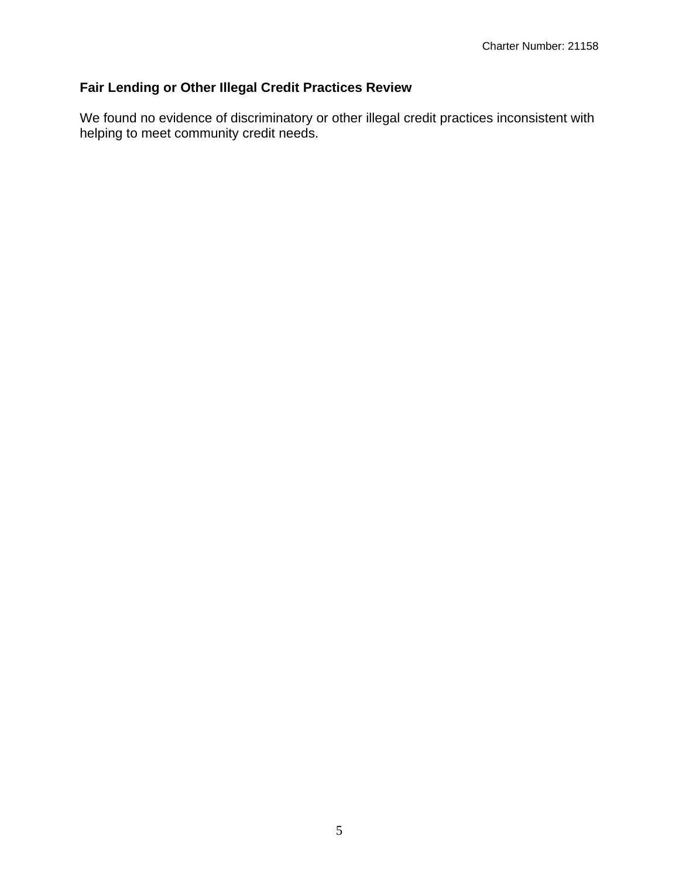### Fair Lending or Other Illegal Credit Practices Review

We found no evidence of discriminatory or other illegal credit practices inconsistent with helping to meet community credit needs.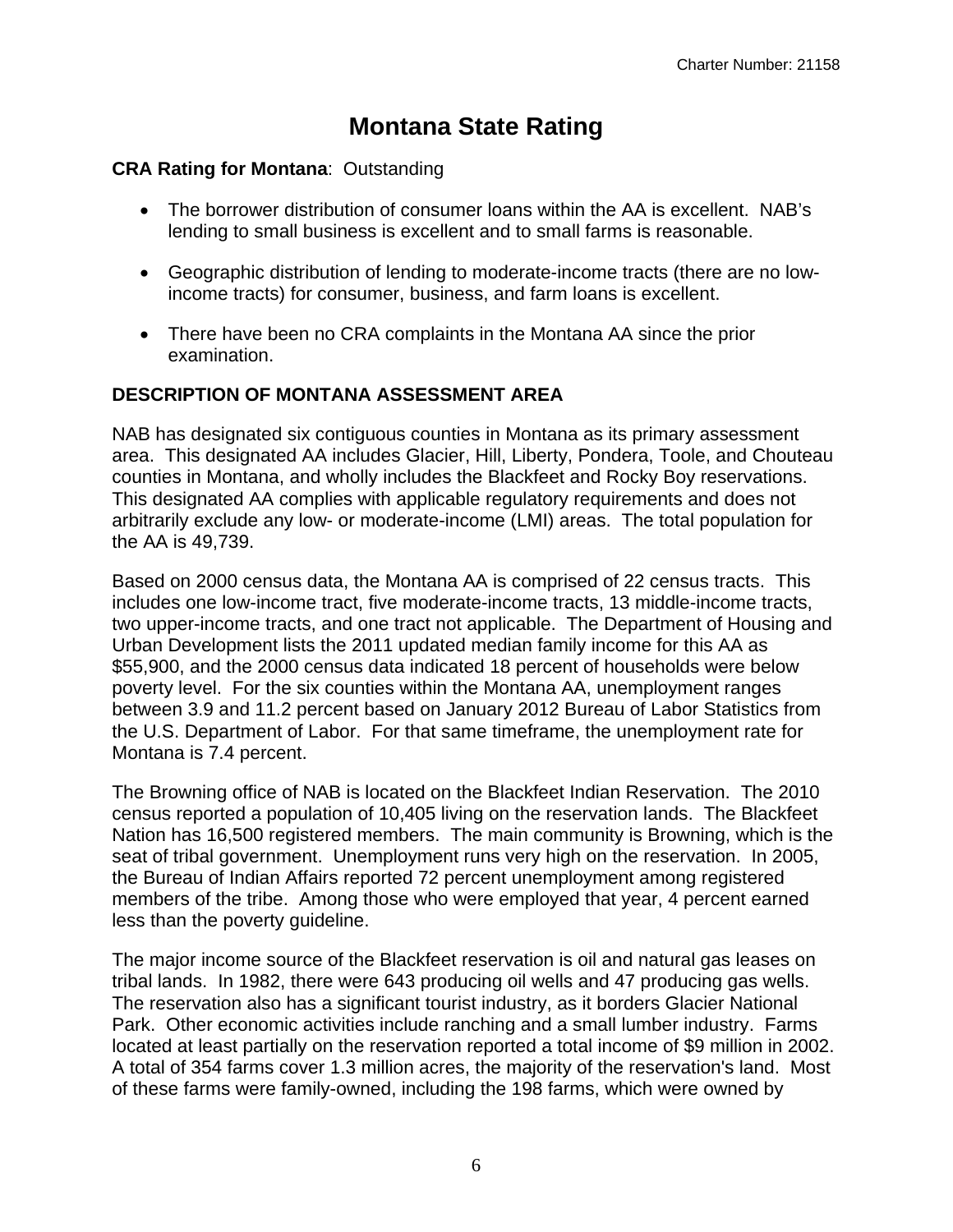# Montana State Rating

**CRA Rating for Montana**: Outstanding

- The borrower distribution of consumer loans within the AA is excellent. NAB's lending to small business is excellent and to small farms is reasonable.
- Geographic distribution of lending to moderate-income tracts (there are no low-income tracts) for consumer, business, and farm loans is excellent.
- There have been no CRA complaints in the Montana AA since the prior examination.

**DESCRIPTION OF MONTANA ASSESSMENT AREA**

NAB has designated six contiguous counties in Montana as its primary assessment area. This designated AA includes Glacier, Hill, Liberty, Pondera, Toole, and Chouteau counties in Montana, and wholly includes the Blackfeet and Rocky Boy reservations. This designated AA complies with applicable regulatory requirements and does not arbitrarily exclude any low- or moderate-income (LMI) areas. The total population for the AA is 49,739.

Based on 2000 census data, the Montana AA is comprised of 22 census tracts. This includes one low-income tract, five moderate-income tracts, 13 middle-income tracts, two upper-income tracts, and one tract not applicable. The Department of Housing and Urban Development lists the 2011 updated median family income for this AA as $55,900, and the 2000 census data indicated 18 percent of households were below poverty level. For the six counties within the Montana AA, unemployment ranges between 3.9 and 11.2 percent based on January 2012 Bureau of Labor Statistics from the U.S. Department of Labor. For that same timeframe, the unemployment rate for Montana is 7.4 percent.

The Browning office of NAB is located on the Blackfeet Indian Reservation. The 2010 census reported a population of 10,405 living on the reservation lands. The Blackfeet Nation has 16,500 registered members. The main community is Browning, which is the seat of tribal government. Unemployment runs very high on the reservation. In 2005, the Bureau of Indian Affairs reported 72 percent unemployment among registered members of the tribe. Among those who were employed that year, 4 percent earned less than the poverty guideline.

The major income source of the Blackfeet reservation is oil and natural gas leases on tribal lands. In 1982, there were 643 producing oil wells and 47 producing gas wells. The reservation also has a significant tourist industry, as it borders Glacier National Park. Other economic activities include ranching and a small lumber industry. Farms located at least partially on the reservation reported a total income of $9 million in 2002. A total of 354 farms cover 1.3 million acres, the majority of the reservation's land. Most of these farms were family-owned, including the 198 farms, which were owned by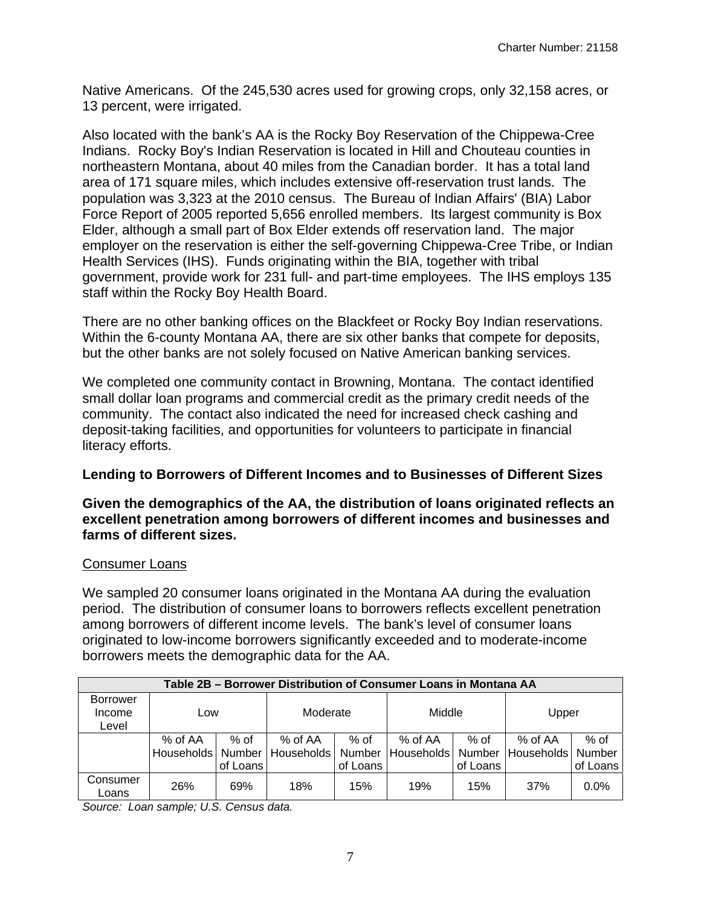Native Americans. Of the 245,530 acres used for growing crops, only 32,158 acres, or 13 percent, were irrigated.

Also located with the bank's AA is the Rocky Boy Reservation of the Chippewa-Cree Indians. Rocky Boy's Indian Reservation is located in Hill and Chouteau counties in northeastern Montana, about 40 miles from the Canadian border. It has a total land area of 171 square miles, which includes extensive off-reservation trust lands. The population was 3,323 at the 2010 census. The Bureau of Indian Affairs' (BIA) Labor Force Report of 2005 reported 5,656 enrolled members. Its largest community is Box Elder, although a small part of Box Elder extends off reservation land. The major employer on the reservation is either the self-governing Chippewa-Cree Tribe, or Indian Health Services (IHS). Funds originating within the BIA, together with tribal government, provide work for 231 full- and part-time employees. The IHS employs 135 staff within the Rocky Boy Health Board.

There are no other banking offices on the Blackfeet or Rocky Boy Indian reservations. Within the 6-county Montana AA, there are six other banks that compete for deposits, but the other banks are not solely focused on Native American banking services.

We completed one community contact in Browning, Montana. The contact identified small dollar loan programs and commercial credit as the primary credit needs of the community. The contact also indicated the need for increased check cashing and deposit-taking facilities, and opportunities for volunteers to participate in financial literacy efforts.

**Lending to Borrowers of Different Incomes and to Businesses of Different Sizes**

**Given the demographics of the AA, the distribution of loans originated reflects an excellent penetration among borrowers of different incomes and businesses and farms of different sizes.**

Consumer Loans

We sampled 20 consumer loans originated in the Montana AA during the evaluation period. The distribution of consumer loans to borrowers reflects excellent penetration among borrowers of different income levels. The bank's level of consumer loans originated to low-income borrowers significantly exceeded and to moderate-income borrowers meets the demographic data for the AA.

| **Table 2B – Borrower Distribution of Consumer Loans in Montana AA** | | | | | | | | |
|---|---|---|---|---|---|---|---|---|
| Borrower Income Level | Low | | Moderate | | Middle | | Upper | |
| | % of AA Households | % of Number of Loans | % of AA Households | % of Number of Loans | % of AA Households | % of Number of Loans | % of AA Households | % of Number of Loans |
| Consumer Loans | 26% | 69% | 18% | 15% | 19% | 15% | 37% | 0.0% |

*Source: Loan sample; U.S. Census data.*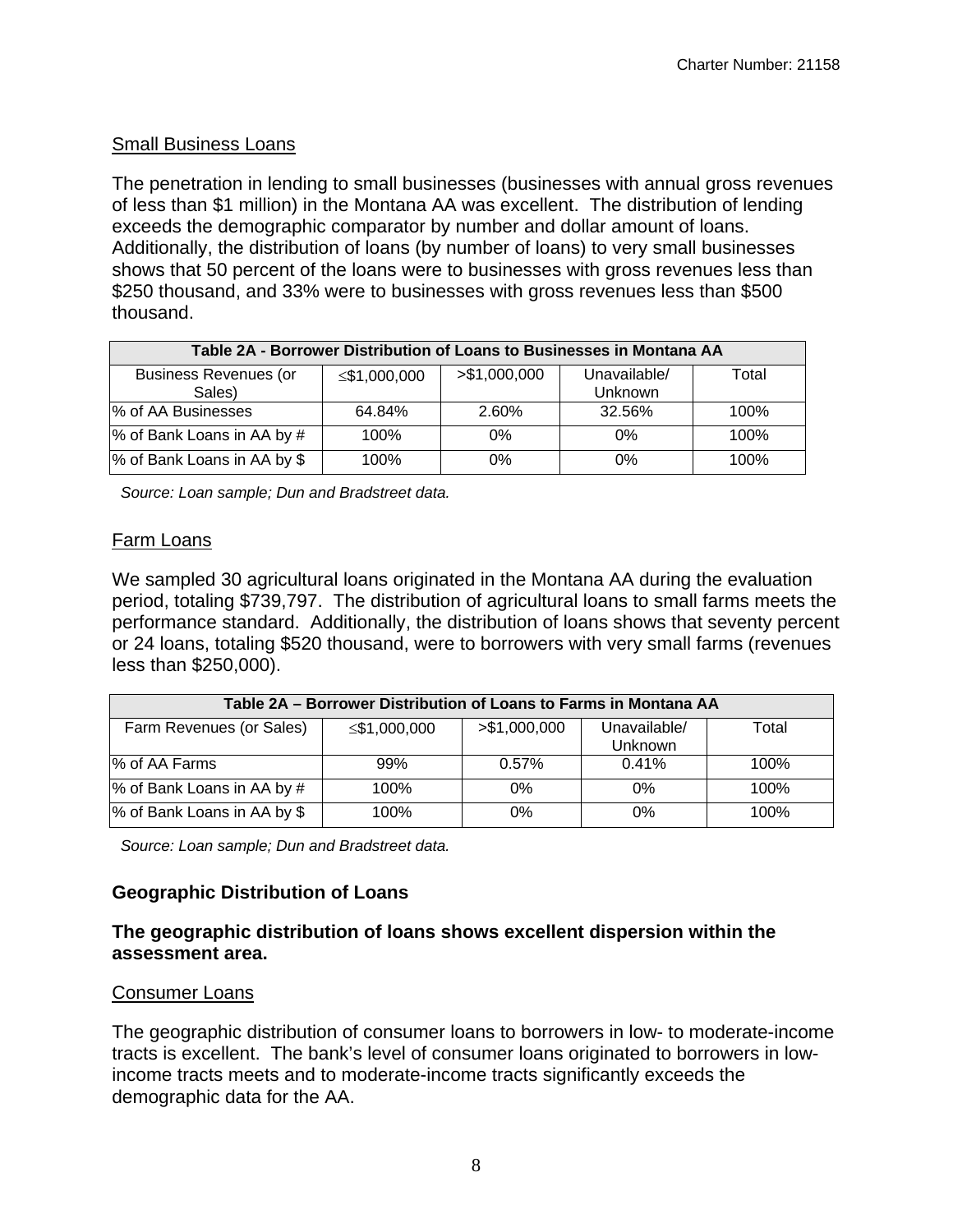## Small Business Loans

The penetration in lending to small businesses (businesses with annual gross revenues of less than $1 million) in the Montana AA was excellent. The distribution of lending exceeds the demographic comparator by number and dollar amount of loans. Additionally, the distribution of loans (by number of loans) to very small businesses shows that 50 percent of the loans were to businesses with gross revenues less than $250 thousand, and 33% were to businesses with gross revenues less than $500 thousand.

| Table 2A - Borrower Distribution of Loans to Businesses in Montana AA | | | | |
|---|---|---|---|---|
| Business Revenues (or Sales) | ≤$1,000,000 | >$1,000,000 | Unavailable/ Unknown | Total |
| % of AA Businesses | 64.84% | 2.60% | 32.56% | 100% |
| % of Bank Loans in AA by # | 100% | 0% | 0% | 100% |
| % of Bank Loans in AA by $ | 100% | 0% | 0% | 100% |

*Source: Loan sample; Dun and Bradstreet data.*

## Farm Loans

We sampled 30 agricultural loans originated in the Montana AA during the evaluation period, totaling $739,797. The distribution of agricultural loans to small farms meets the performance standard. Additionally, the distribution of loans shows that seventy percent or 24 loans, totaling $520 thousand, were to borrowers with very small farms (revenues less than $250,000).

| Table 2A – Borrower Distribution of Loans to Farms in Montana AA | | | | |
|---|---|---|---|---|
| Farm Revenues (or Sales) | ≤$1,000,000 | >$1,000,000 | Unavailable/ Unknown | Total |
| % of AA Farms | 99% | 0.57% | 0.41% | 100% |
| % of Bank Loans in AA by # | 100% | 0% | 0% | 100% |
| % of Bank Loans in AA by $ | 100% | 0% | 0% | 100% |

*Source: Loan sample; Dun and Bradstreet data.*

## Geographic Distribution of Loans

**The geographic distribution of loans shows excellent dispersion within the assessment area.**

## Consumer Loans

The geographic distribution of consumer loans to borrowers in low- to moderate-income tracts is excellent. The bank's level of consumer loans originated to borrowers in low-income tracts meets and to moderate-income tracts significantly exceeds the demographic data for the AA.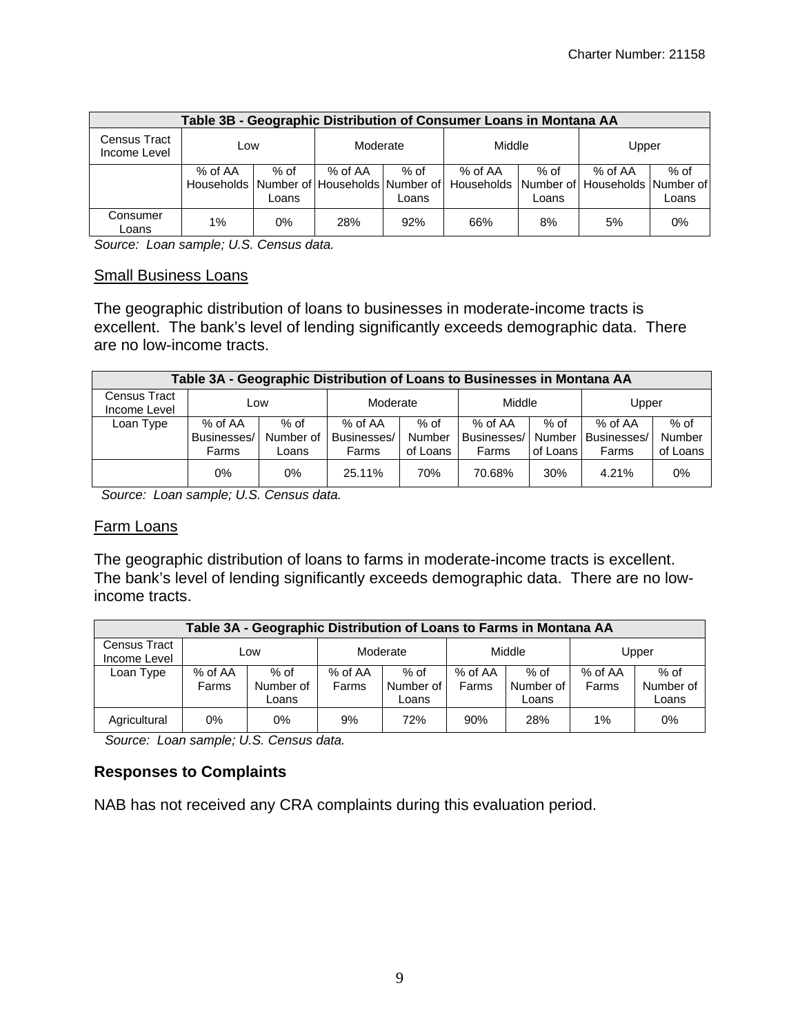| Table 3B - Geographic Distribution of Consumer Loans in Montana AA | | | | | | | | |
|---|---|---|---|---|---|---|---|---|
| Census Tract Income Level | Low | | Moderate | | Middle | | Upper | |
| | % of AA Households | % of Number of Loans | % of AA Households | % of Number of Loans | % of AA Households | % of Number of Loans | % of AA Households | % of Number of Loans |
| Consumer Loans | 1% | 0% | 28% | 92% | 66% | 8% | 5% | 0% |

*Source: Loan sample; U.S. Census data.*

## Small Business Loans

The geographic distribution of loans to businesses in moderate-income tracts is excellent. The bank's level of lending significantly exceeds demographic data. There are no low-income tracts.

| Table 3A - Geographic Distribution of Loans to Businesses in Montana AA | | | | | | | | |
|---|---|---|---|---|---|---|---|---|
| Census Tract Income Level | Low | | Moderate | | Middle | | Upper | |
| Loan Type | % of AA Businesses/ Farms | % of Number of Loans | % of AA Businesses/ Farms | % of Number of Loans | % of AA Businesses/ Farms | % of Number of Loans | % of AA Businesses/ Farms | % of Number of Loans |
| | 0% | 0% | 25.11% | 70% | 70.68% | 30% | 4.21% | 0% |

*Source: Loan sample; U.S. Census data.*

## Farm Loans

The geographic distribution of loans to farms in moderate-income tracts is excellent. The bank's level of lending significantly exceeds demographic data. There are no low-income tracts.

| Table 3A - Geographic Distribution of Loans to Farms in Montana AA | | | | | | | | |
|---|---|---|---|---|---|---|---|---|
| Census Tract Income Level | Low | | Moderate | | Middle | | Upper | |
| Loan Type | % of AA Farms | % of Number of Loans | % of AA Farms | % of Number of Loans | % of AA Farms | % of Number of Loans | % of AA Farms | % of Number of Loans |
| Agricultural | 0% | 0% | 9% | 72% | 90% | 28% | 1% | 0% |

*Source: Loan sample; U.S. Census data.*

## Responses to Complaints

NAB has not received any CRA complaints during this evaluation period.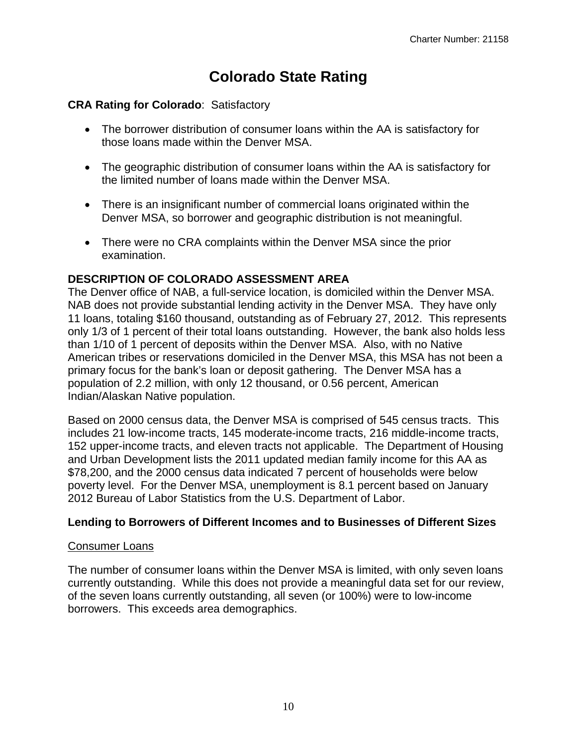# Colorado State Rating

**CRA Rating for Colorado**: Satisfactory

- The borrower distribution of consumer loans within the AA is satisfactory for those loans made within the Denver MSA.
- The geographic distribution of consumer loans within the AA is satisfactory for the limited number of loans made within the Denver MSA.
- There is an insignificant number of commercial loans originated within the Denver MSA, so borrower and geographic distribution is not meaningful.
- There were no CRA complaints within the Denver MSA since the prior examination.

**DESCRIPTION OF COLORADO ASSESSMENT AREA**

The Denver office of NAB, a full-service location, is domiciled within the Denver MSA. NAB does not provide substantial lending activity in the Denver MSA. They have only 11 loans, totaling $160 thousand, outstanding as of February 27, 2012. This represents only 1/3 of 1 percent of their total loans outstanding. However, the bank also holds less than 1/10 of 1 percent of deposits within the Denver MSA. Also, with no Native American tribes or reservations domiciled in the Denver MSA, this MSA has not been a primary focus for the bank's loan or deposit gathering. The Denver MSA has a population of 2.2 million, with only 12 thousand, or 0.56 percent, American Indian/Alaskan Native population.

Based on 2000 census data, the Denver MSA is comprised of 545 census tracts. This includes 21 low-income tracts, 145 moderate-income tracts, 216 middle-income tracts, 152 upper-income tracts, and eleven tracts not applicable. The Department of Housing and Urban Development lists the 2011 updated median family income for this AA as $78,200, and the 2000 census data indicated 7 percent of households were below poverty level. For the Denver MSA, unemployment is 8.1 percent based on January 2012 Bureau of Labor Statistics from the U.S. Department of Labor.

**Lending to Borrowers of Different Incomes and to Businesses of Different Sizes**

Consumer Loans

The number of consumer loans within the Denver MSA is limited, with only seven loans currently outstanding. While this does not provide a meaningful data set for our review, of the seven loans currently outstanding, all seven (or 100%) were to low-income borrowers. This exceeds area demographics.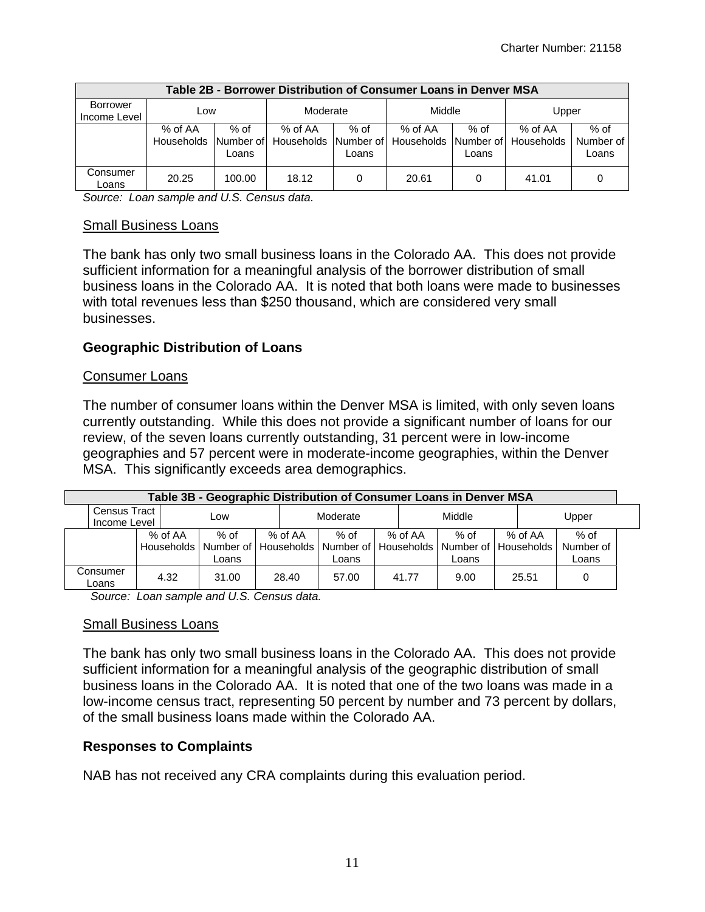| Table 2B - Borrower Distribution of Consumer Loans in Denver MSA | | | | | | | | |
|---|---|---|---|---|---|---|---|---|
| Borrower Income Level | Low | | Moderate | | Middle | | Upper | |
| | % of AA Households | % of Number of Loans | % of AA Households | % of Number of Loans | % of AA Households | % of Number of Loans | % of AA Households | % of Number of Loans |
| Consumer Loans | 20.25 | 100.00 | 18.12 | 0 | 20.61 | 0 | 41.01 | 0 |

*Source: Loan sample and U.S. Census data.*

Small Business Loans

The bank has only two small business loans in the Colorado AA. This does not provide sufficient information for a meaningful analysis of the borrower distribution of small business loans in the Colorado AA. It is noted that both loans were made to businesses with total revenues less than \$250 thousand, which are considered very small businesses.

**Geographic Distribution of Loans**

Consumer Loans

The number of consumer loans within the Denver MSA is limited, with only seven loans currently outstanding. While this does not provide a significant number of loans for our review, of the seven loans currently outstanding, 31 percent were in low-income geographies and 57 percent were in moderate-income geographies, within the Denver MSA. This significantly exceeds area demographics.

| Table 3B - Geographic Distribution of Consumer Loans in Denver MSA | | | | | | | | |
|---|---|---|---|---|---|---|---|---|
| Census Tract Income Level | Low | | Moderate | | Middle | | Upper | |
| | % of AA Households | % of Number of Loans | % of AA Households | % of Number of Loans | % of AA Households | % of Number of Loans | % of AA Households | % of Number of Loans |
| Consumer Loans | 4.32 | 31.00 | 28.40 | 57.00 | 41.77 | 9.00 | 25.51 | 0 |

*Source: Loan sample and U.S. Census data.*

Small Business Loans

The bank has only two small business loans in the Colorado AA. This does not provide sufficient information for a meaningful analysis of the geographic distribution of small business loans in the Colorado AA. It is noted that one of the two loans was made in a low-income census tract, representing 50 percent by number and 73 percent by dollars, of the small business loans made within the Colorado AA.

**Responses to Complaints**

NAB has not received any CRA complaints during this evaluation period.